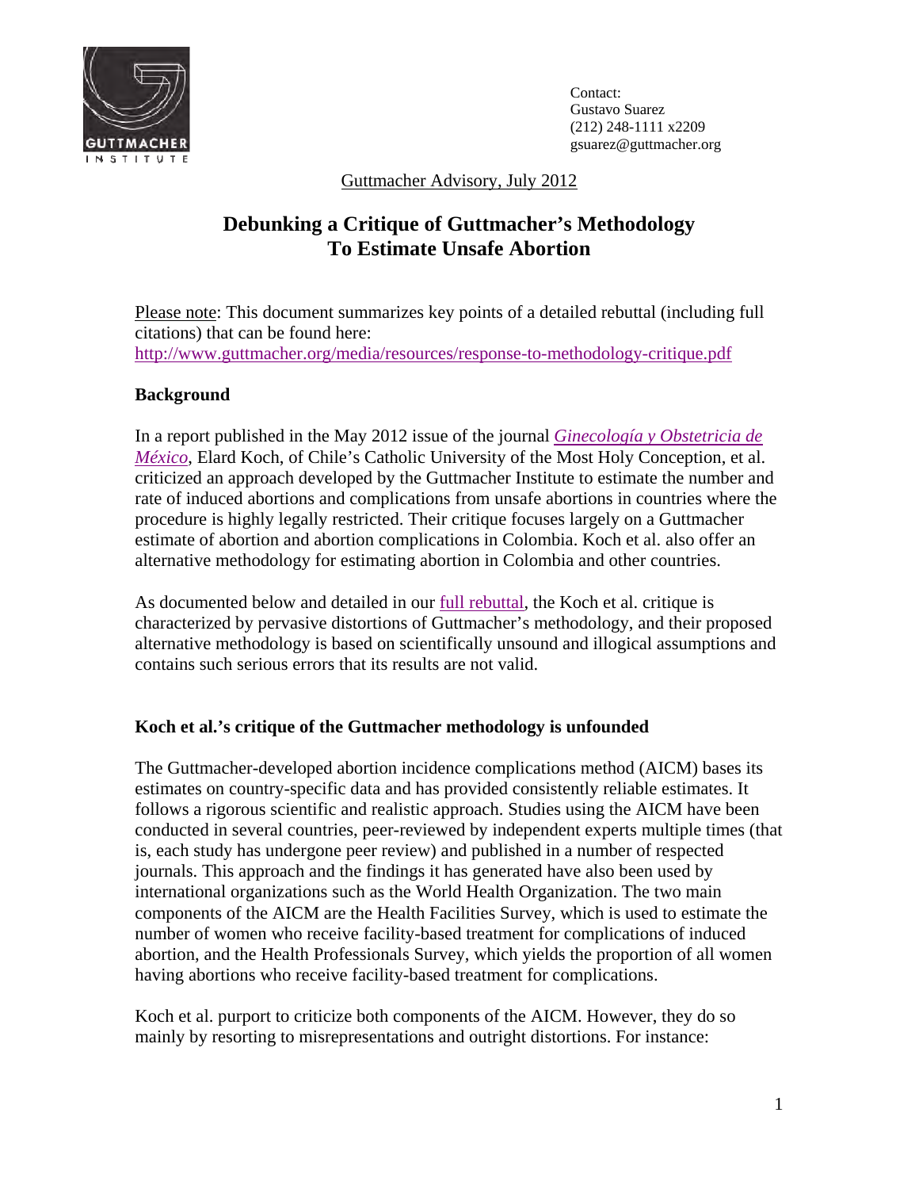Contact:
Gustavo Suarez
(212) 248-1111 x2209
gsuarez@guttmacher.org

Guttmacher Advisory, July 2012

# Debunking a Critique of Guttmacher's Methodology To Estimate Unsafe Abortion

Please note: This document summarizes key points of a detailed rebuttal (including full citations) that can be found here: [http://www.guttmacher.org/media/resources/response-to-methodology-critique.pdf](http://www.guttmacher.org/media/resources/response-to-methodology-critique.pdf)

## Background

In a report published in the May 2012 issue of the journal *Ginecología y Obstetricia de México*, Elard Koch, of Chile's Catholic University of the Most Holy Conception, et al. criticized an approach developed by the Guttmacher Institute to estimate the number and rate of induced abortions and complications from unsafe abortions in countries where the procedure is highly legally restricted. Their critique focuses largely on a Guttmacher estimate of abortion and abortion complications in Colombia. Koch et al. also offer an alternative methodology for estimating abortion in Colombia and other countries.

As documented below and detailed in our full rebuttal, the Koch et al. critique is characterized by pervasive distortions of Guttmacher's methodology, and their proposed alternative methodology is based on scientifically unsound and illogical assumptions and contains such serious errors that its results are not valid.

## Koch et al.'s critique of the Guttmacher methodology is unfounded

The Guttmacher-developed abortion incidence complications method (AICM) bases its estimates on country-specific data and has provided consistently reliable estimates. It follows a rigorous scientific and realistic approach. Studies using the AICM have been conducted in several countries, peer-reviewed by independent experts multiple times (that is, each study has undergone peer review) and published in a number of respected journals. This approach and the findings it has generated have also been used by international organizations such as the World Health Organization. The two main components of the AICM are the Health Facilities Survey, which is used to estimate the number of women who receive facility-based treatment for complications of induced abortion, and the Health Professionals Survey, which yields the proportion of all women having abortions who receive facility-based treatment for complications.

Koch et al. purport to criticize both components of the AICM. However, they do so mainly by resorting to misrepresentations and outright distortions. For instance: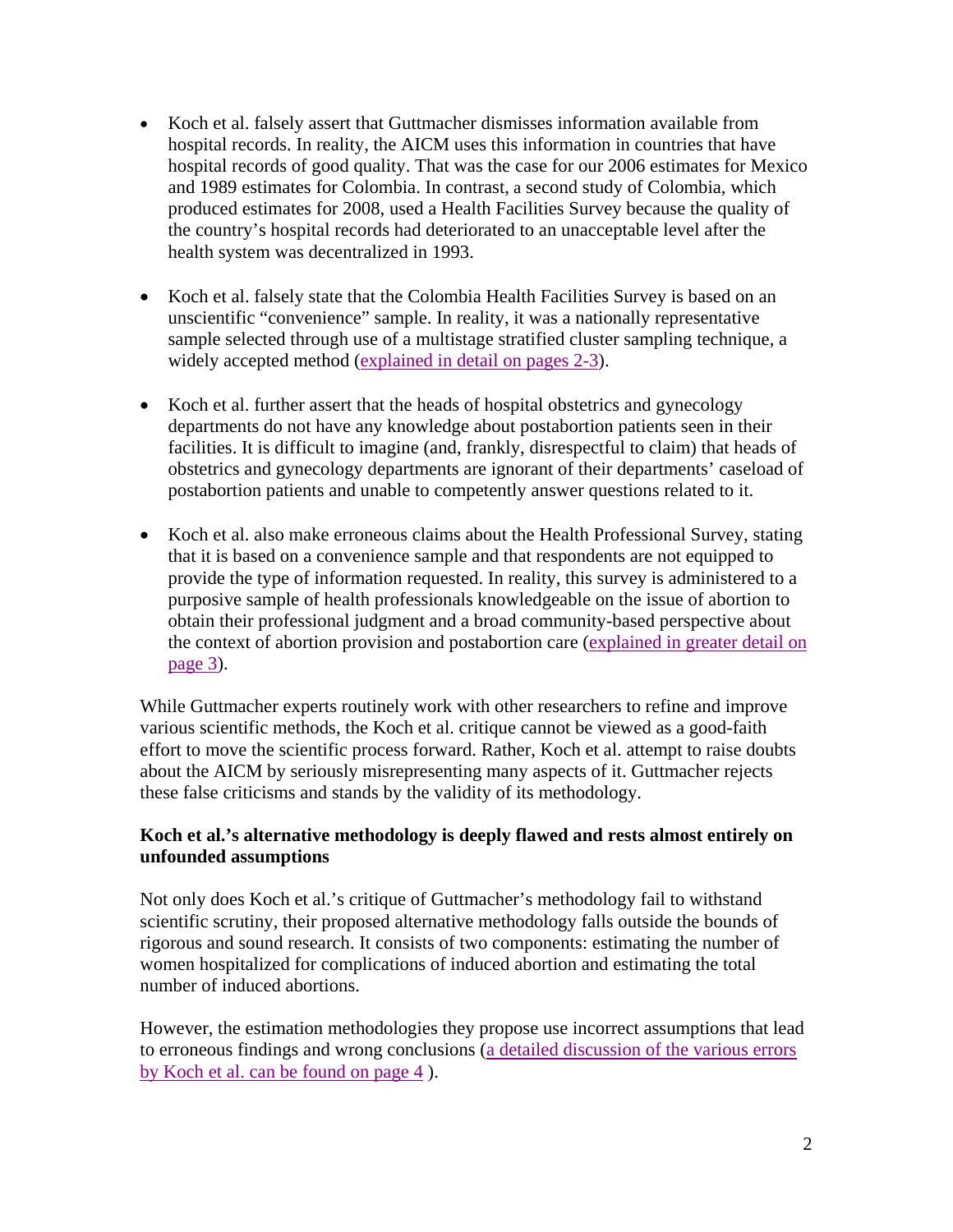- Koch et al. falsely assert that Guttmacher dismisses information available from hospital records. In reality, the AICM uses this information in countries that have hospital records of good quality. That was the case for our 2006 estimates for Mexico and 1989 estimates for Colombia. In contrast, a second study of Colombia, which produced estimates for 2008, used a Health Facilities Survey because the quality of the country's hospital records had deteriorated to an unacceptable level after the health system was decentralized in 1993.

- Koch et al. falsely state that the Colombia Health Facilities Survey is based on an unscientific "convenience" sample. In reality, it was a nationally representative sample selected through use of a multistage stratified cluster sampling technique, a widely accepted method (explained in detail on pages 2-3).

- Koch et al. further assert that the heads of hospital obstetrics and gynecology departments do not have any knowledge about postabortion patients seen in their facilities. It is difficult to imagine (and, frankly, disrespectful to claim) that heads of obstetrics and gynecology departments are ignorant of their departments' caseload of postabortion patients and unable to competently answer questions related to it.

- Koch et al. also make erroneous claims about the Health Professional Survey, stating that it is based on a convenience sample and that respondents are not equipped to provide the type of information requested. In reality, this survey is administered to a purposive sample of health professionals knowledgeable on the issue of abortion to obtain their professional judgment and a broad community-based perspective about the context of abortion provision and postabortion care (explained in greater detail on page 3).

While Guttmacher experts routinely work with other researchers to refine and improve various scientific methods, the Koch et al. critique cannot be viewed as a good-faith effort to move the scientific process forward. Rather, Koch et al. attempt to raise doubts about the AICM by seriously misrepresenting many aspects of it. Guttmacher rejects these false criticisms and stands by the validity of its methodology.

**Koch et al.'s alternative methodology is deeply flawed and rests almost entirely on unfounded assumptions**

Not only does Koch et al.'s critique of Guttmacher's methodology fail to withstand scientific scrutiny, their proposed alternative methodology falls outside the bounds of rigorous and sound research. It consists of two components: estimating the number of women hospitalized for complications of induced abortion and estimating the total number of induced abortions.

However, the estimation methodologies they propose use incorrect assumptions that lead to erroneous findings and wrong conclusions (a detailed discussion of the various errors by Koch et al. can be found on page 4 ).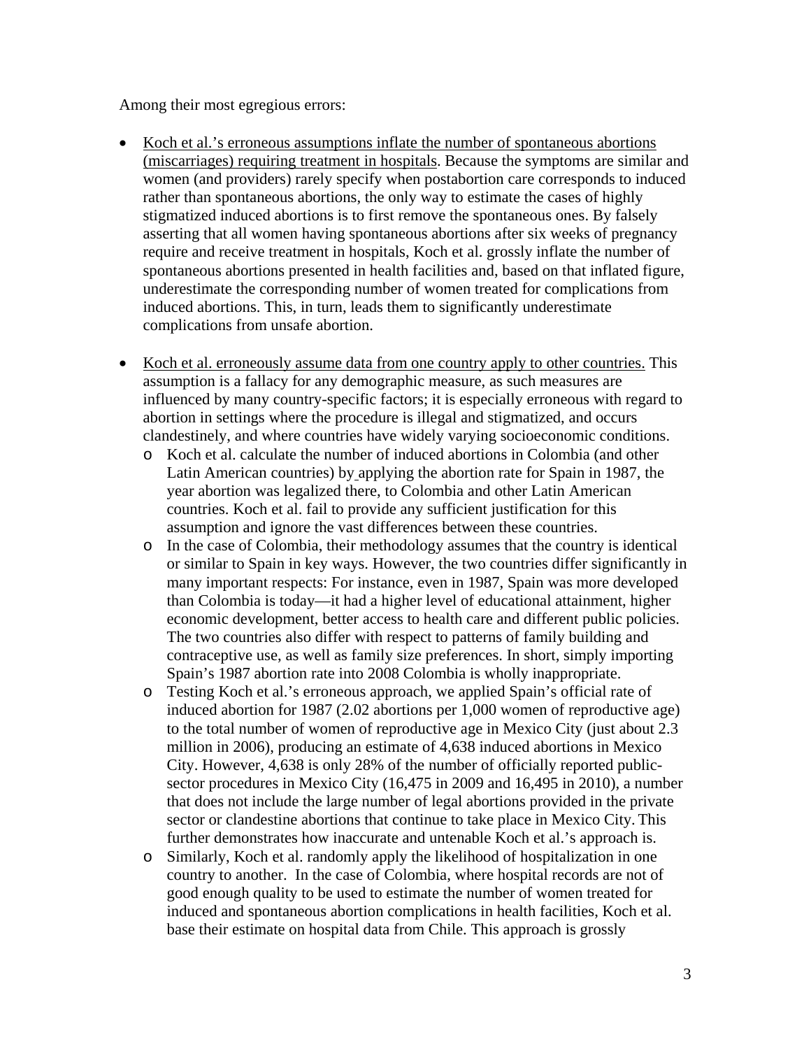Among their most egregious errors:

- <u>Koch et al.'s erroneous assumptions inflate the number of spontaneous abortions (miscarriages) requiring treatment in hospitals</u>. Because the symptoms are similar and women (and providers) rarely specify when postabortion care corresponds to induced rather than spontaneous abortions, the only way to estimate the cases of highly stigmatized induced abortions is to first remove the spontaneous ones. By falsely asserting that all women having spontaneous abortions after six weeks of pregnancy require and receive treatment in hospitals, Koch et al. grossly inflate the number of spontaneous abortions presented in health facilities and, based on that inflated figure, underestimate the corresponding number of women treated for complications from induced abortions. This, in turn, leads them to significantly underestimate complications from unsafe abortion.

- <u>Koch et al. erroneously assume data from one country apply to other countries.</u> This assumption is a fallacy for any demographic measure, as such measures are influenced by many country-specific factors; it is especially erroneous with regard to abortion in settings where the procedure is illegal and stigmatized, and occurs clandestinely, and where countries have widely varying socioeconomic conditions.
  - Koch et al. calculate the number of induced abortions in Colombia (and other Latin American countries) by applying the abortion rate for Spain in 1987, the year abortion was legalized there, to Colombia and other Latin American countries. Koch et al. fail to provide any sufficient justification for this assumption and ignore the vast differences between these countries.
  - In the case of Colombia, their methodology assumes that the country is identical or similar to Spain in key ways. However, the two countries differ significantly in many important respects: For instance, even in 1987, Spain was more developed than Colombia is today—it had a higher level of educational attainment, higher economic development, better access to health care and different public policies. The two countries also differ with respect to patterns of family building and contraceptive use, as well as family size preferences. In short, simply importing Spain's 1987 abortion rate into 2008 Colombia is wholly inappropriate.
  - Testing Koch et al.'s erroneous approach, we applied Spain's official rate of induced abortion for 1987 (2.02 abortions per 1,000 women of reproductive age) to the total number of women of reproductive age in Mexico City (just about 2.3 million in 2006), producing an estimate of 4,638 induced abortions in Mexico City. However, 4,638 is only 28% of the number of officially reported public-sector procedures in Mexico City (16,475 in 2009 and 16,495 in 2010), a number that does not include the large number of legal abortions provided in the private sector or clandestine abortions that continue to take place in Mexico City. This further demonstrates how inaccurate and untenable Koch et al.'s approach is.
  - Similarly, Koch et al. randomly apply the likelihood of hospitalization in one country to another. In the case of Colombia, where hospital records are not of good enough quality to be used to estimate the number of women treated for induced and spontaneous abortion complications in health facilities, Koch et al. base their estimate on hospital data from Chile. This approach is grossly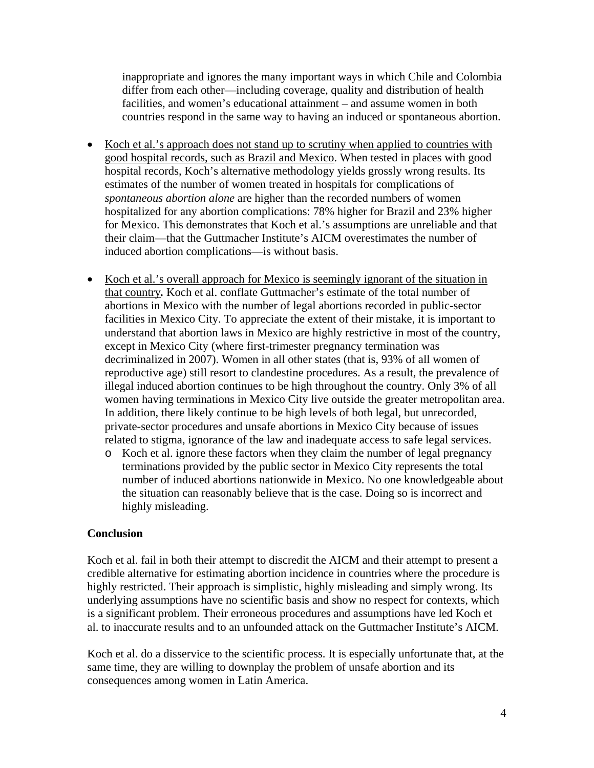inappropriate and ignores the many important ways in which Chile and Colombia differ from each other—including coverage, quality and distribution of health facilities, and women's educational attainment – and assume women in both countries respond in the same way to having an induced or spontaneous abortion.

- Koch et al.'s approach does not stand up to scrutiny when applied to countries with good hospital records, such as Brazil and Mexico. When tested in places with good hospital records, Koch's alternative methodology yields grossly wrong results. Its estimates of the number of women treated in hospitals for complications of *spontaneous abortion alone* are higher than the recorded numbers of women hospitalized for any abortion complications: 78% higher for Brazil and 23% higher for Mexico. This demonstrates that Koch et al.'s assumptions are unreliable and that their claim—that the Guttmacher Institute's AICM overestimates the number of induced abortion complications—is without basis.

- Koch et al.'s overall approach for Mexico is seemingly ignorant of the situation in that country**.** Koch et al. conflate Guttmacher's estimate of the total number of abortions in Mexico with the number of legal abortions recorded in public-sector facilities in Mexico City. To appreciate the extent of their mistake, it is important to understand that abortion laws in Mexico are highly restrictive in most of the country, except in Mexico City (where first-trimester pregnancy termination was decriminalized in 2007). Women in all other states (that is, 93% of all women of reproductive age) still resort to clandestine procedures. As a result, the prevalence of illegal induced abortion continues to be high throughout the country. Only 3% of all women having terminations in Mexico City live outside the greater metropolitan area. In addition, there likely continue to be high levels of both legal, but unrecorded, private-sector procedures and unsafe abortions in Mexico City because of issues related to stigma, ignorance of the law and inadequate access to safe legal services.
  - Koch et al. ignore these factors when they claim the number of legal pregnancy terminations provided by the public sector in Mexico City represents the total number of induced abortions nationwide in Mexico. No one knowledgeable about the situation can reasonably believe that is the case. Doing so is incorrect and highly misleading.

**Conclusion**

Koch et al. fail in both their attempt to discredit the AICM and their attempt to present a credible alternative for estimating abortion incidence in countries where the procedure is highly restricted. Their approach is simplistic, highly misleading and simply wrong. Its underlying assumptions have no scientific basis and show no respect for contexts, which is a significant problem. Their erroneous procedures and assumptions have led Koch et al. to inaccurate results and to an unfounded attack on the Guttmacher Institute's AICM.

Koch et al. do a disservice to the scientific process. It is especially unfortunate that, at the same time, they are willing to downplay the problem of unsafe abortion and its consequences among women in Latin America.